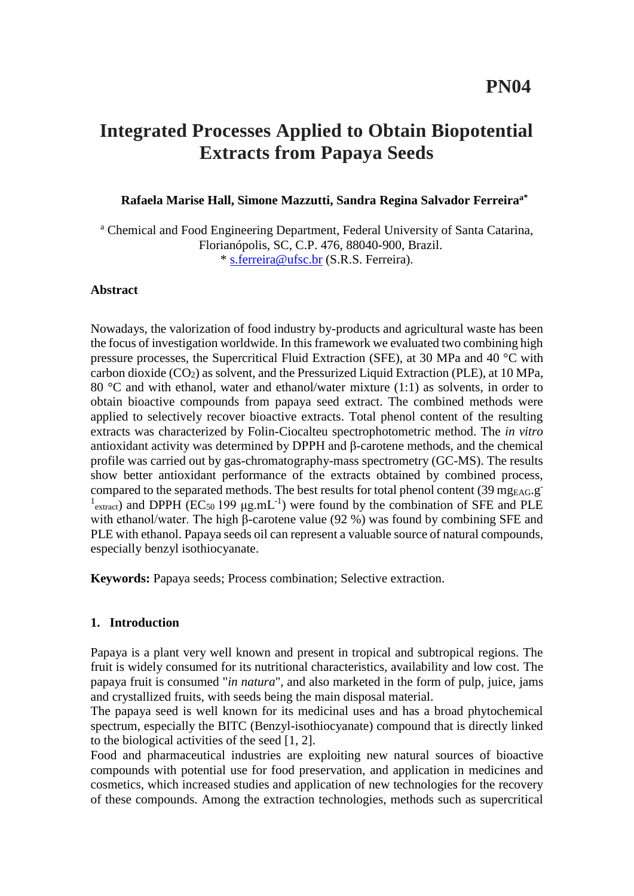PN04

# Integrated Processes Applied to Obtain Biopotential Extracts from Papaya Seeds

**Rafaela Marise Hall, Simone Mazzutti, Sandra Regina Salvador Ferreira[a*]**

[a] Chemical and Food Engineering Department, Federal University of Santa Catarina, Florianópolis, SC, C.P. 476, 88040-900, Brazil.
* s.ferreira@ufsc.br (S.R.S. Ferreira).

### Abstract

Nowadays, the valorization of food industry by-products and agricultural waste has been the focus of investigation worldwide. In this framework we evaluated two combining high pressure processes, the Supercritical Fluid Extraction (SFE), at 30 MPa and 40 °C with carbon dioxide ($CO_2$) as solvent, and the Pressurized Liquid Extraction (PLE), at 10 MPa, 80 °C and with ethanol, water and ethanol/water mixture (1:1) as solvents, in order to obtain bioactive compounds from papaya seed extract. The combined methods were applied to selectively recover bioactive extracts. Total phenol content of the resulting extracts was characterized by Folin-Ciocalteu spectrophotometric method. The *in vitro* antioxidant activity was determined by DPPH and β-carotene methods, and the chemical profile was carried out by gas-chromatography-mass spectrometry (GC-MS). The results show better antioxidant performance of the extracts obtained by combined process, compared to the separated methods. The best results for total phenol content (39 $mg_{EAG}.g^{-1}_{extract}$) and DPPH ($EC_{50}$ 199 $\mu g.mL^{-1}$) were found by the combination of SFE and PLE with ethanol/water. The high β-carotene value (92 %) was found by combining SFE and PLE with ethanol. Papaya seeds oil can represent a valuable source of natural compounds, especially benzyl isothiocyanate.

**Keywords:** Papaya seeds; Process combination; Selective extraction.

### 1. Introduction

Papaya is a plant very well known and present in tropical and subtropical regions. The fruit is widely consumed for its nutritional characteristics, availability and low cost. The papaya fruit is consumed "*in natura*", and also marketed in the form of pulp, juice, jams and crystallized fruits, with seeds being the main disposal material.
The papaya seed is well known for its medicinal uses and has a broad phytochemical spectrum, especially the BITC (Benzyl-isothiocyanate) compound that is directly linked to the biological activities of the seed [1, 2].
Food and pharmaceutical industries are exploiting new natural sources of bioactive compounds with potential use for food preservation, and application in medicines and cosmetics, which increased studies and application of new technologies for the recovery of these compounds. Among the extraction technologies, methods such as supercritical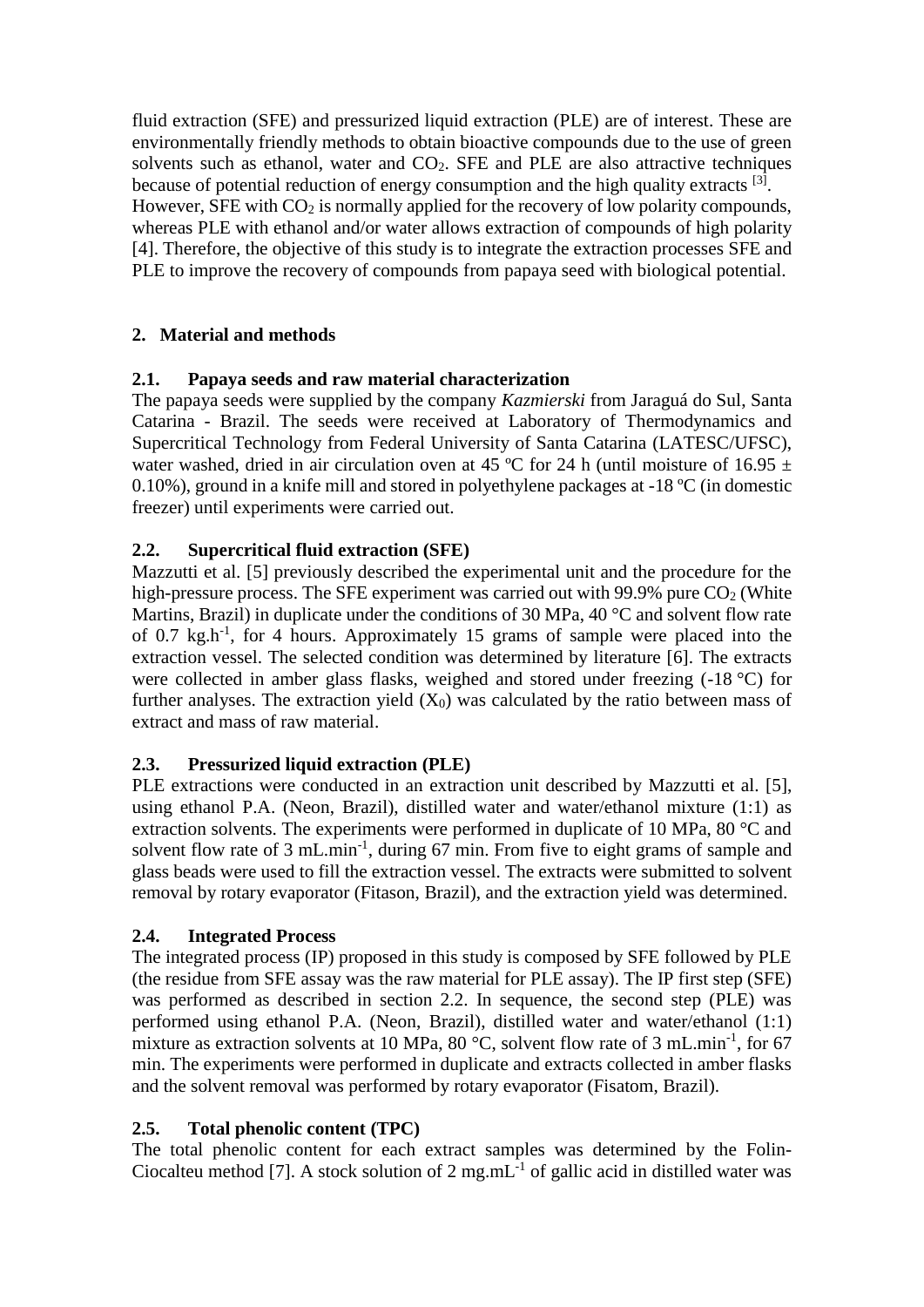fluid extraction (SFE) and pressurized liquid extraction (PLE) are of interest. These are environmentally friendly methods to obtain bioactive compounds due to the use of green solvents such as ethanol, water and $CO_2$. SFE and PLE are also attractive techniques because of potential reduction of energy consumption and the high quality extracts [3]. However, SFE with $CO_2$ is normally applied for the recovery of low polarity compounds, whereas PLE with ethanol and/or water allows extraction of compounds of high polarity [4]. Therefore, the objective of this study is to integrate the extraction processes SFE and PLE to improve the recovery of compounds from papaya seed with biological potential.

## 2. Material and methods

### 2.1. Papaya seeds and raw material characterization

The papaya seeds were supplied by the company *Kazmierski* from Jaraguá do Sul, Santa Catarina - Brazil. The seeds were received at Laboratory of Thermodynamics and Supercritical Technology from Federal University of Santa Catarina (LATESC/UFSC), water washed, dried in air circulation oven at 45 ºC for 24 h (until moisture of 16.95 ± 0.10%), ground in a knife mill and stored in polyethylene packages at -18 ºC (in domestic freezer) until experiments were carried out.

### 2.2. Supercritical fluid extraction (SFE)

Mazzutti et al. [5] previously described the experimental unit and the procedure for the high-pressure process. The SFE experiment was carried out with 99.9% pure $CO_2$ (White Martins, Brazil) in duplicate under the conditions of 30 MPa, 40 °C and solvent flow rate of 0.7 $kg.h^{-1}$, for 4 hours. Approximately 15 grams of sample were placed into the extraction vessel. The selected condition was determined by literature [6]. The extracts were collected in amber glass flasks, weighed and stored under freezing (-18 °C) for further analyses. The extraction yield ($X_0$) was calculated by the ratio between mass of extract and mass of raw material.

### 2.3. Pressurized liquid extraction (PLE)

PLE extractions were conducted in an extraction unit described by Mazzutti et al. [5], using ethanol P.A. (Neon, Brazil), distilled water and water/ethanol mixture (1:1) as extraction solvents. The experiments were performed in duplicate of 10 MPa, 80 °C and solvent flow rate of 3 $mL.min^{-1}$, during 67 min. From five to eight grams of sample and glass beads were used to fill the extraction vessel. The extracts were submitted to solvent removal by rotary evaporator (Fitason, Brazil), and the extraction yield was determined.

### 2.4. Integrated Process

The integrated process (IP) proposed in this study is composed by SFE followed by PLE (the residue from SFE assay was the raw material for PLE assay). The IP first step (SFE) was performed as described in section 2.2. In sequence, the second step (PLE) was performed using ethanol P.A. (Neon, Brazil), distilled water and water/ethanol (1:1) mixture as extraction solvents at 10 MPa, 80 °C, solvent flow rate of 3 $mL.min^{-1}$, for 67 min. The experiments were performed in duplicate and extracts collected in amber flasks and the solvent removal was performed by rotary evaporator (Fisatom, Brazil).

### 2.5. Total phenolic content (TPC)

The total phenolic content for each extract samples was determined by the Folin-Ciocalteu method [7]. A stock solution of 2 $mg.mL^{-1}$ of gallic acid in distilled water was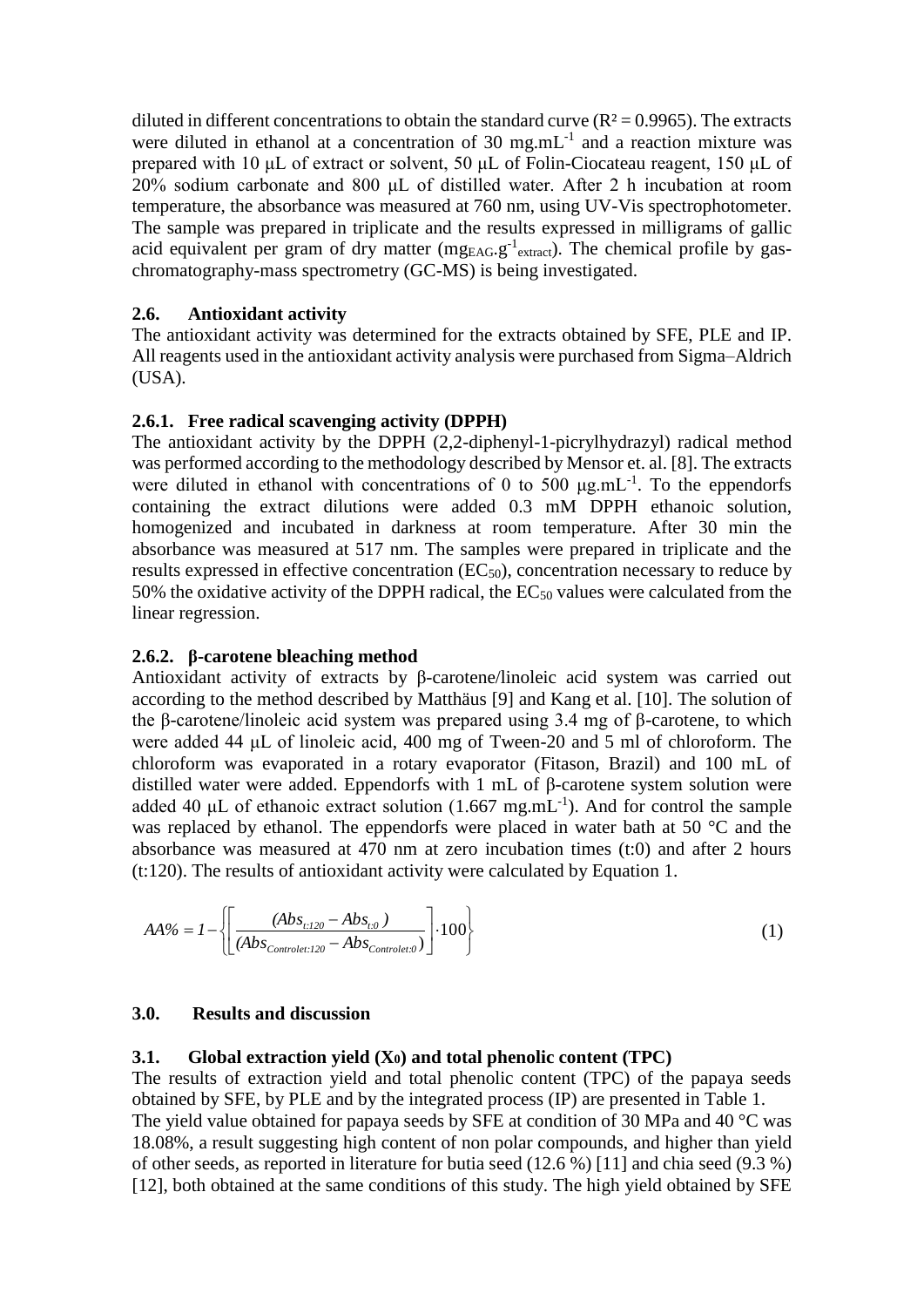diluted in different concentrations to obtain the standard curve ($R^2 = 0.9965$). The extracts were diluted in ethanol at a concentration of 30 $mg.mL^{-1}$ and a reaction mixture was prepared with 10 μL of extract or solvent, 50 μL of Folin-Ciocateau reagent, 150 μL of 20% sodium carbonate and 800 μL of distilled water. After 2 h incubation at room temperature, the absorbance was measured at 760 nm, using UV-Vis spectrophotometer. The sample was prepared in triplicate and the results expressed in milligrams of gallic acid equivalent per gram of dry matter ($mg_{EAG}.g^{-1}{}_{extract}$). The chemical profile by gas-chromatography-mass spectrometry (GC-MS) is being investigated.

### 2.6. Antioxidant activity

The antioxidant activity was determined for the extracts obtained by SFE, PLE and IP. All reagents used in the antioxidant activity analysis were purchased from Sigma–Aldrich (USA).

#### 2.6.1. Free radical scavenging activity (DPPH)

The antioxidant activity by the DPPH (2,2-diphenyl-1-picrylhydrazyl) radical method was performed according to the methodology described by Mensor et. al. [8]. The extracts were diluted in ethanol with concentrations of 0 to 500 $\mu g.mL^{-1}$. To the eppendorfs containing the extract dilutions were added 0.3 mM DPPH ethanoic solution, homogenized and incubated in darkness at room temperature. After 30 min the absorbance was measured at 517 nm. The samples were prepared in triplicate and the results expressed in effective concentration ($EC_{50}$), concentration necessary to reduce by 50% the oxidative activity of the DPPH radical, the $EC_{50}$ values were calculated from the linear regression.

#### 2.6.2. β-carotene bleaching method

Antioxidant activity of extracts by β-carotene/linoleic acid system was carried out according to the method described by Matthäus [9] and Kang et al. [10]. The solution of the β-carotene/linoleic acid system was prepared using 3.4 mg of β-carotene, to which were added 44 μL of linoleic acid, 400 mg of Tween-20 and 5 ml of chloroform. The chloroform was evaporated in a rotary evaporator (Fitason, Brazil) and 100 mL of distilled water were added. Eppendorfs with 1 mL of β-carotene system solution were added 40 μL of ethanoic extract solution (1.667 $mg.mL^{-1}$). And for control the sample was replaced by ethanol. The eppendorfs were placed in water bath at 50 °C and the absorbance was measured at 470 nm at zero incubation times (t:0) and after 2 hours (t:120). The results of antioxidant activity were calculated by Equation 1.

$$AA\% = 1 - \left\{ \left[ \frac{(Abs_{t:120} - Abs_{t:0})}{(Abs_{Controlet:120} - Abs_{Controlet:0})} \right] \cdot 100 \right\} \tag{1}$$

## 3.0. Results and discussion

### 3.1. Global extraction yield ($X_0$) and total phenolic content (TPC)

The results of extraction yield and total phenolic content (TPC) of the papaya seeds obtained by SFE, by PLE and by the integrated process (IP) are presented in Table 1.

The yield value obtained for papaya seeds by SFE at condition of 30 MPa and 40 °C was 18.08%, a result suggesting high content of non polar compounds, and higher than yield of other seeds, as reported in literature for butia seed (12.6 %) [11] and chia seed (9.3 %) [12], both obtained at the same conditions of this study. The high yield obtained by SFE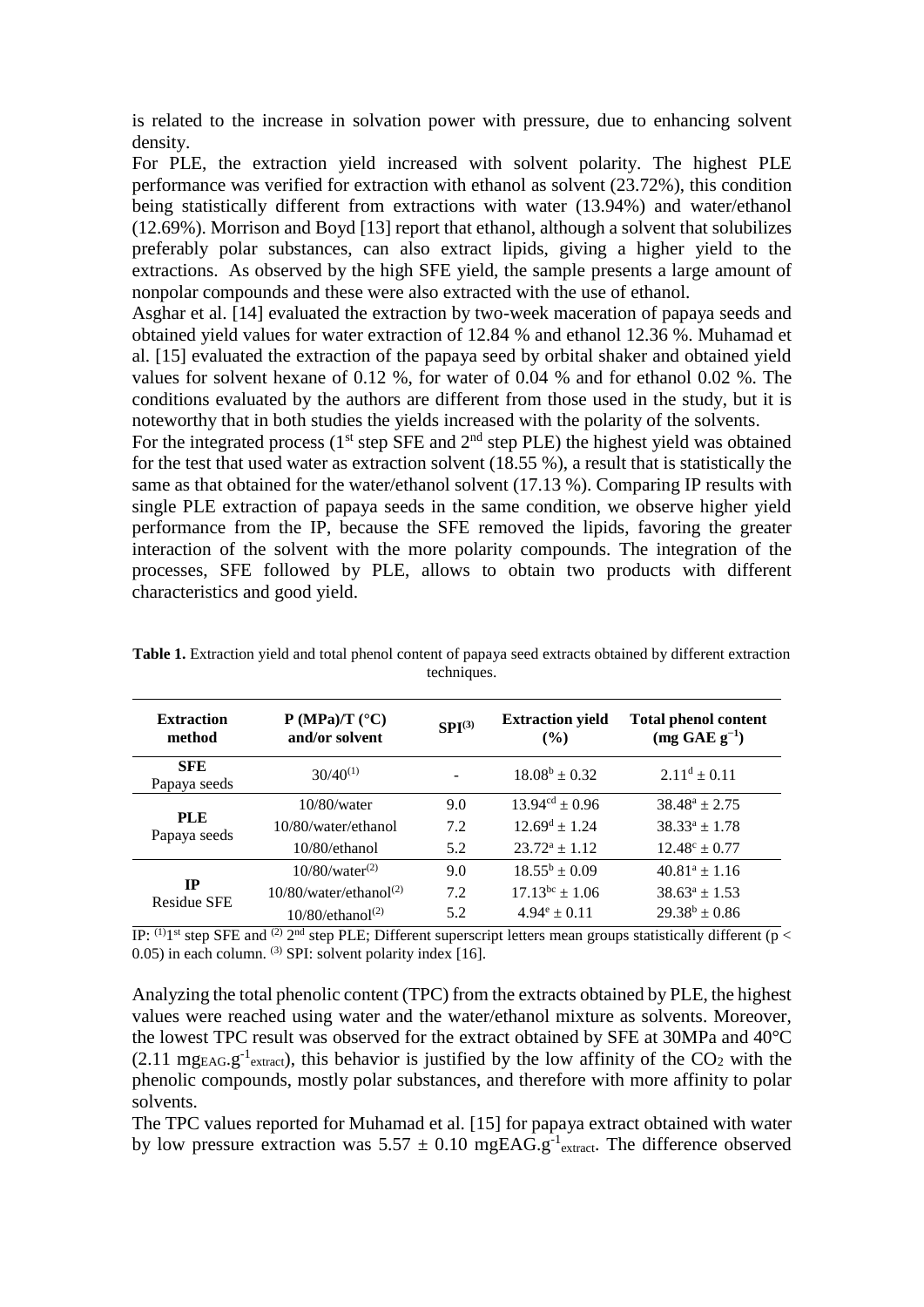is related to the increase in solvation power with pressure, due to enhancing solvent density.

For PLE, the extraction yield increased with solvent polarity. The highest PLE performance was verified for extraction with ethanol as solvent (23.72%), this condition being statistically different from extractions with water (13.94%) and water/ethanol (12.69%). Morrison and Boyd [13] report that ethanol, although a solvent that solubilizes preferably polar substances, can also extract lipids, giving a higher yield to the extractions. As observed by the high SFE yield, the sample presents a large amount of nonpolar compounds and these were also extracted with the use of ethanol.

Asghar et al. [14] evaluated the extraction by two-week maceration of papaya seeds and obtained yield values for water extraction of 12.84 % and ethanol 12.36 %. Muhamad et al. [15] evaluated the extraction of the papaya seed by orbital shaker and obtained yield values for solvent hexane of 0.12 %, for water of 0.04 % and for ethanol 0.02 %. The conditions evaluated by the authors are different from those used in the study, but it is noteworthy that in both studies the yields increased with the polarity of the solvents.

For the integrated process (1st step SFE and 2nd step PLE) the highest yield was obtained for the test that used water as extraction solvent (18.55 %), a result that is statistically the same as that obtained for the water/ethanol solvent (17.13 %). Comparing IP results with single PLE extraction of papaya seeds in the same condition, we observe higher yield performance from the IP, because the SFE removed the lipids, favoring the greater interaction of the solvent with the more polarity compounds. The integration of the processes, SFE followed by PLE, allows to obtain two products with different characteristics and good yield.

**Table 1.** Extraction yield and total phenol content of papaya seed extracts obtained by different extraction techniques.

| Extraction method | P (MPa)/T (°C) and/or solvent | SPI[(3)] | Extraction yield (%) | Total phenol content (mg GAE $g^{-1}$) |
|---|---|---|---|---|
| **SFE** Papaya seeds | 30/40[(1)] | - | $18.08^{b} \pm 0.32$ | $2.11^{d} \pm 0.11$ |
| **PLE** Papaya seeds | 10/80/water | 9.0 | $13.94^{cd} \pm 0.96$ | $38.48^{a} \pm 2.75$ |
| | 10/80/water/ethanol | 7.2 | $12.69^{d} \pm 1.24$ | $38.33^{a} \pm 1.78$ |
| | 10/80/ethanol | 5.2 | $23.72^{a} \pm 1.12$ | $12.48^{c} \pm 0.77$ |
| **IP** Residue SFE | 10/80/water[(2)] | 9.0 | $18.55^{b} \pm 0.09$ | $40.81^{a} \pm 1.16$ |
| | 10/80/water/ethanol[(2)] | 7.2 | $17.13^{bc} \pm 1.06$ | $38.63^{a} \pm 1.53$ |
| | 10/80/ethanol[(2)] | 5.2 | $4.94^{e} \pm 0.11$ | $29.38^{b} \pm 0.86$ |

IP: [(1)]1st step SFE and [(2)] 2nd step PLE; Different superscript letters mean groups statistically different ($p < 0.05$) in each column. [(3)] SPI: solvent polarity index [16].

Analyzing the total phenolic content (TPC) from the extracts obtained by PLE, the highest values were reached using water and the water/ethanol mixture as solvents. Moreover, the lowest TPC result was observed for the extract obtained by SFE at 30MPa and 40°C (2.11 $mg_{EAG}.g^{-1}{}_{extract}$), this behavior is justified by the low affinity of the $CO_2$ with the phenolic compounds, mostly polar substances, and therefore with more affinity to polar solvents.

The TPC values reported for Muhamad et al. [15] for papaya extract obtained with water by low pressure extraction was $5.57 \pm 0.10$ mgEAG.$g^{-1}{}_{extract}$. The difference observed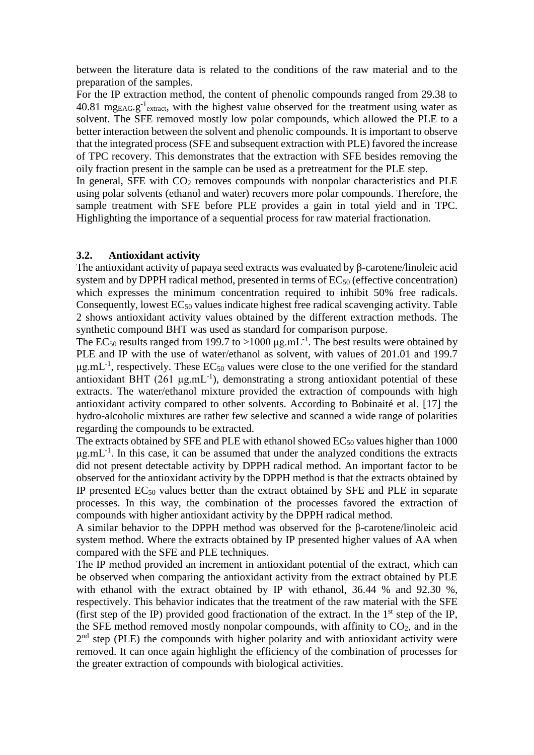between the literature data is related to the conditions of the raw material and to the preparation of the samples.

For the IP extraction method, the content of phenolic compounds ranged from 29.38 to 40.81 $mg_{EAG}.g^{-1}_{extract}$, with the highest value observed for the treatment using water as solvent. The SFE removed mostly low polar compounds, which allowed the PLE to a better interaction between the solvent and phenolic compounds. It is important to observe that the integrated process (SFE and subsequent extraction with PLE) favored the increase of TPC recovery. This demonstrates that the extraction with SFE besides removing the oily fraction present in the sample can be used as a pretreatment for the PLE step.

In general, SFE with $CO_2$ removes compounds with nonpolar characteristics and PLE using polar solvents (ethanol and water) recovers more polar compounds. Therefore, the sample treatment with SFE before PLE provides a gain in total yield and in TPC. Highlighting the importance of a sequential process for raw material fractionation.

### 3.2. Antioxidant activity

The antioxidant activity of papaya seed extracts was evaluated by β-carotene/linoleic acid system and by DPPH radical method, presented in terms of $EC_{50}$ (effective concentration) which expresses the minimum concentration required to inhibit 50% free radicals. Consequently, lowest $EC_{50}$ values indicate highest free radical scavenging activity. Table 2 shows antioxidant activity values obtained by the different extraction methods. The synthetic compound BHT was used as standard for comparison purpose.

The $EC_{50}$ results ranged from 199.7 to >1000 $\mu g.mL^{-1}$. The best results were obtained by PLE and IP with the use of water/ethanol as solvent, with values of 201.01 and 199.7 $\mu g.mL^{-1}$, respectively. These $EC_{50}$ values were close to the one verified for the standard antioxidant BHT (261 $\mu g.mL^{-1}$), demonstrating a strong antioxidant potential of these extracts. The water/ethanol mixture provided the extraction of compounds with high antioxidant activity compared to other solvents. According to Bobinaité et al. [17] the hydro-alcoholic mixtures are rather few selective and scanned a wide range of polarities regarding the compounds to be extracted.

The extracts obtained by SFE and PLE with ethanol showed $EC_{50}$ values higher than 1000 $\mu g.mL^{-1}$. In this case, it can be assumed that under the analyzed conditions the extracts did not present detectable activity by DPPH radical method. An important factor to be observed for the antioxidant activity by the DPPH method is that the extracts obtained by IP presented $EC_{50}$ values better than the extract obtained by SFE and PLE in separate processes. In this way, the combination of the processes favored the extraction of compounds with higher antioxidant activity by the DPPH radical method.

A similar behavior to the DPPH method was observed for the β-carotene/linoleic acid system method. Where the extracts obtained by IP presented higher values of AA when compared with the SFE and PLE techniques.

The IP method provided an increment in antioxidant potential of the extract, which can be observed when comparing the antioxidant activity from the extract obtained by PLE with ethanol with the extract obtained by IP with ethanol, 36.44 % and 92.30 %, respectively. This behavior indicates that the treatment of the raw material with the SFE (first step of the IP) provided good fractionation of the extract. In the 1st step of the IP, the SFE method removed mostly nonpolar compounds, with affinity to $CO_2$, and in the 2nd step (PLE) the compounds with higher polarity and with antioxidant activity were removed. It can once again highlight the efficiency of the combination of processes for the greater extraction of compounds with biological activities.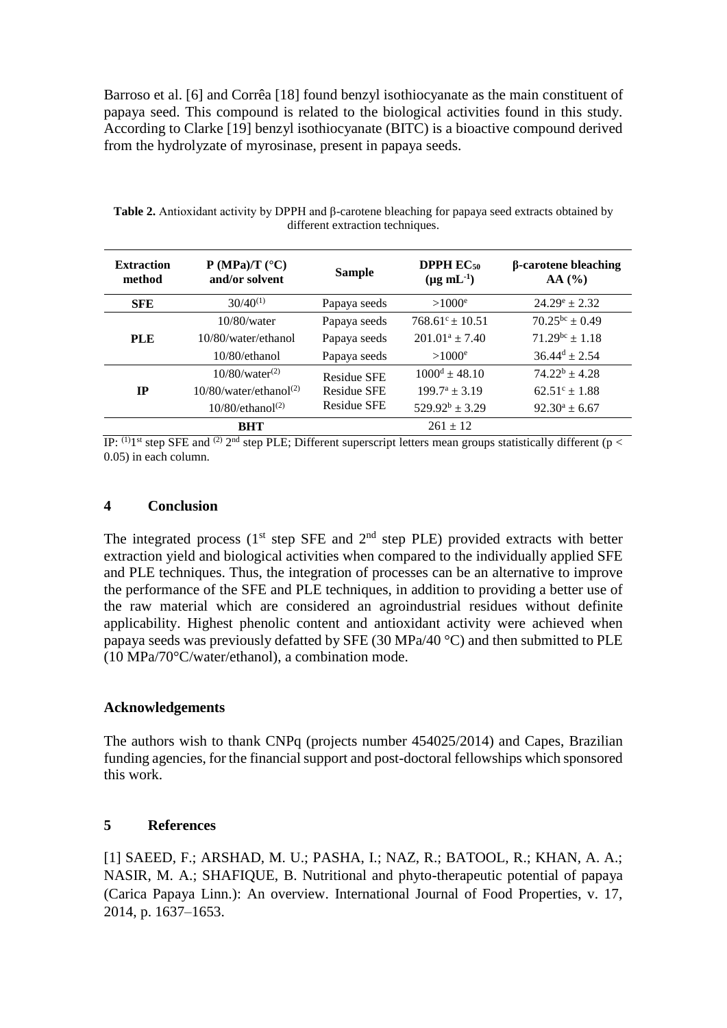Barroso et al. [6] and Corrêa [18] found benzyl isothiocyanate as the main constituent of papaya seed. This compound is related to the biological activities found in this study. According to Clarke [19] benzyl isothiocyanate (BITC) is a bioactive compound derived from the hydrolyzate of myrosinase, present in papaya seeds.

**Table 2.** Antioxidant activity by DPPH and β-carotene bleaching for papaya seed extracts obtained by different extraction techniques.

| Extraction method | P (MPa)/T (°C) and/or solvent | Sample | DPPH $EC_{50}$ ($\mu g\ mL^{-1}$) | β-carotene bleaching AA (%) |
|---|---|---|---|---|
| **SFE** | 30/40$^{(1)}$ | Papaya seeds | >1000$^{e}$ | 24.29$^{e}$ ± 2.32 |
| **PLE** | 10/80/water | Papaya seeds | 768.61$^{c}$ ± 10.51 | 70.25$^{bc}$ ± 0.49 |
| | 10/80/water/ethanol | Papaya seeds | 201.01$^{a}$ ± 7.40 | 71.29$^{bc}$ ± 1.18 |
| | 10/80/ethanol | Papaya seeds | >1000$^{e}$ | 36.44$^{d}$ ± 2.54 |
| **IP** | 10/80/water$^{(2)}$ | Residue SFE | 1000$^{d}$ ± 48.10 | 74.22$^{b}$ ± 4.28 |
| | 10/80/water/ethanol$^{(2)}$ | Residue SFE | 199.7$^{a}$ ± 3.19 | 62.51$^{c}$ ± 1.88 |
| | 10/80/ethanol$^{(2)}$ | Residue SFE | 529.92$^{b}$ ± 3.29 | 92.30$^{a}$ ± 6.67 |
| **BHT** | | | 261 ± 12 | |

IP: $^{(1)}$1st step SFE and $^{(2)}$ 2nd step PLE; Different superscript letters mean groups statistically different ($p < 0.05$) in each column.

## 4 Conclusion

The integrated process (1st step SFE and 2nd step PLE) provided extracts with better extraction yield and biological activities when compared to the individually applied SFE and PLE techniques. Thus, the integration of processes can be an alternative to improve the performance of the SFE and PLE techniques, in addition to providing a better use of the raw material which are considered an agroindustrial residues without definite applicability. Highest phenolic content and antioxidant activity were achieved when papaya seeds was previously defatted by SFE (30 MPa/40 °C) and then submitted to PLE (10 MPa/70°C/water/ethanol), a combination mode.

### Acknowledgements

The authors wish to thank CNPq (projects number 454025/2014) and Capes, Brazilian funding agencies, for the financial support and post-doctoral fellowships which sponsored this work.

## 5 References

[1] SAEED, F.; ARSHAD, M. U.; PASHA, I.; NAZ, R.; BATOOL, R.; KHAN, A. A.; NASIR, M. A.; SHAFIQUE, B. Nutritional and phyto-therapeutic potential of papaya (Carica Papaya Linn.): An overview. International Journal of Food Properties, v. 17, 2014, p. 1637–1653.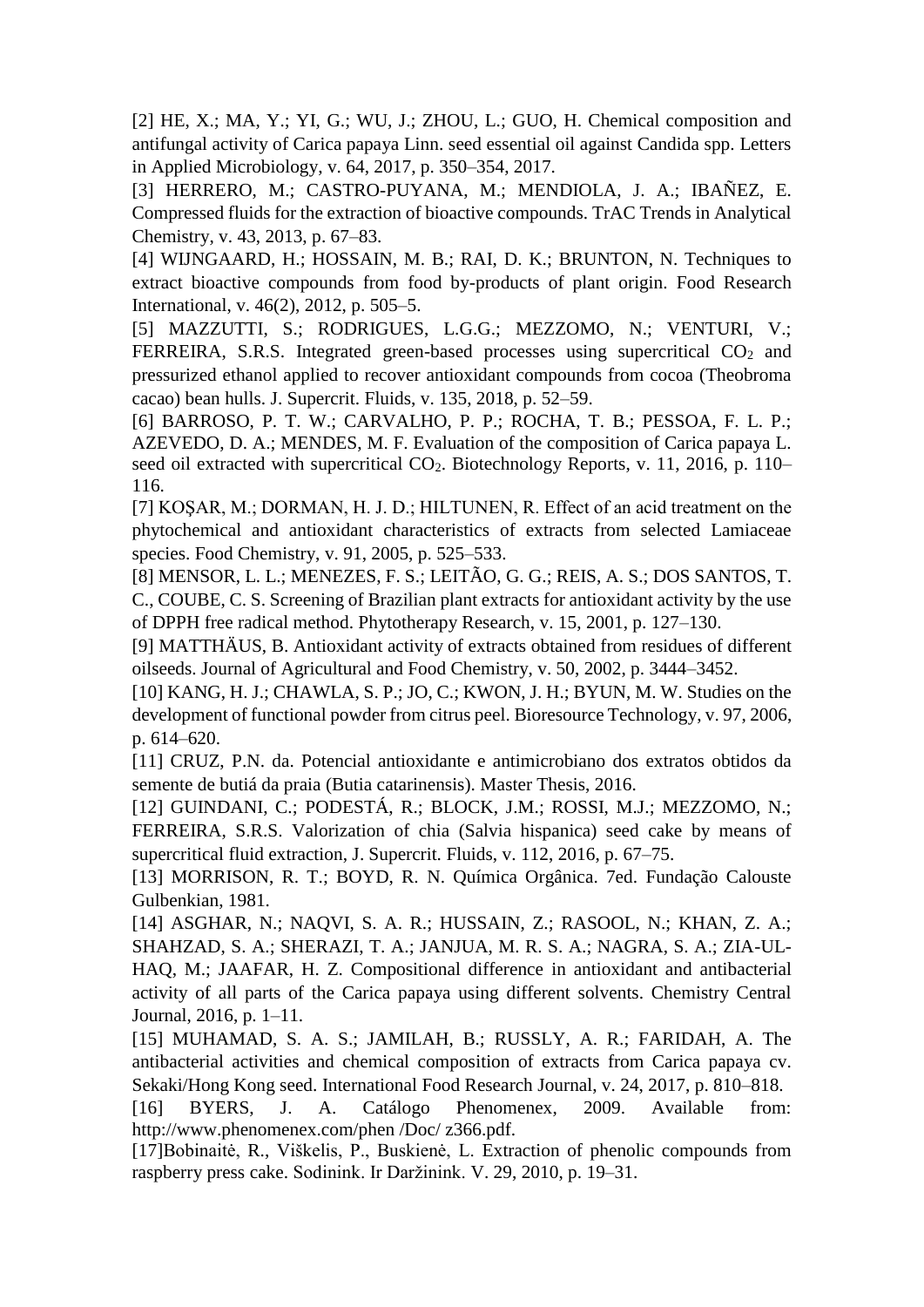[2] HE, X.; MA, Y.; YI, G.; WU, J.; ZHOU, L.; GUO, H. Chemical composition and antifungal activity of Carica papaya Linn. seed essential oil against Candida spp. Letters in Applied Microbiology, v. 64, 2017, p. 350–354, 2017.

[3] HERRERO, M.; CASTRO-PUYANA, M.; MENDIOLA, J. A.; IBAÑEZ, E. Compressed fluids for the extraction of bioactive compounds. TrAC Trends in Analytical Chemistry, v. 43, 2013, p. 67–83.

[4] WIJNGAARD, H.; HOSSAIN, M. B.; RAI, D. K.; BRUNTON, N. Techniques to extract bioactive compounds from food by-products of plant origin. Food Research International, v. 46(2), 2012, p. 505–5.

[5] MAZZUTTI, S.; RODRIGUES, L.G.G.; MEZZOMO, N.; VENTURI, V.; FERREIRA, S.R.S. Integrated green-based processes using supercritical $CO_2$ and pressurized ethanol applied to recover antioxidant compounds from cocoa (Theobroma cacao) bean hulls. J. Supercrit. Fluids, v. 135, 2018, p. 52–59.

[6] BARROSO, P. T. W.; CARVALHO, P. P.; ROCHA, T. B.; PESSOA, F. L. P.; AZEVEDO, D. A.; MENDES, M. F. Evaluation of the composition of Carica papaya L. seed oil extracted with supercritical $CO_2$. Biotechnology Reports, v. 11, 2016, p. 110–116.

[7] KOŞAR, M.; DORMAN, H. J. D.; HILTUNEN, R. Effect of an acid treatment on the phytochemical and antioxidant characteristics of extracts from selected Lamiaceae species. Food Chemistry, v. 91, 2005, p. 525–533.

[8] MENSOR, L. L.; MENEZES, F. S.; LEITÃO, G. G.; REIS, A. S.; DOS SANTOS, T. C., COUBE, C. S. Screening of Brazilian plant extracts for antioxidant activity by the use of DPPH free radical method. Phytotherapy Research, v. 15, 2001, p. 127–130.

[9] MATTHÄUS, B. Antioxidant activity of extracts obtained from residues of different oilseeds. Journal of Agricultural and Food Chemistry, v. 50, 2002, p. 3444–3452.

[10] KANG, H. J.; CHAWLA, S. P.; JO, C.; KWON, J. H.; BYUN, M. W. Studies on the development of functional powder from citrus peel. Bioresource Technology, v. 97, 2006, p. 614–620.

[11] CRUZ, P.N. da. Potencial antioxidante e antimicrobiano dos extratos obtidos da semente de butiá da praia (Butia catarinensis). Master Thesis, 2016.

[12] GUINDANI, C.; PODESTÁ, R.; BLOCK, J.M.; ROSSI, M.J.; MEZZOMO, N.; FERREIRA, S.R.S. Valorization of chia (Salvia hispanica) seed cake by means of supercritical fluid extraction, J. Supercrit. Fluids, v. 112, 2016, p. 67–75.

[13] MORRISON, R. T.; BOYD, R. N. Química Orgânica. 7ed. Fundação Calouste Gulbenkian, 1981.

[14] ASGHAR, N.; NAQVI, S. A. R.; HUSSAIN, Z.; RASOOL, N.; KHAN, Z. A.; SHAHZAD, S. A.; SHERAZI, T. A.; JANJUA, M. R. S. A.; NAGRA, S. A.; ZIA-UL-HAQ, M.; JAAFAR, H. Z. Compositional difference in antioxidant and antibacterial activity of all parts of the Carica papaya using different solvents. Chemistry Central Journal, 2016, p. 1–11.

[15] MUHAMAD, S. A. S.; JAMILAH, B.; RUSSLY, A. R.; FARIDAH, A. The antibacterial activities and chemical composition of extracts from Carica papaya cv. Sekaki/Hong Kong seed. International Food Research Journal, v. 24, 2017, p. 810–818.

[16] BYERS, J. A. Catálogo Phenomenex, 2009. Available from: http://www.phenomenex.com/phen /Doc/ z366.pdf.

[17]Bobinaitė, R., Viškelis, P., Buskienė, L. Extraction of phenolic compounds from raspberry press cake. Sodinink. Ir Daržinink. V. 29, 2010, p. 19–31.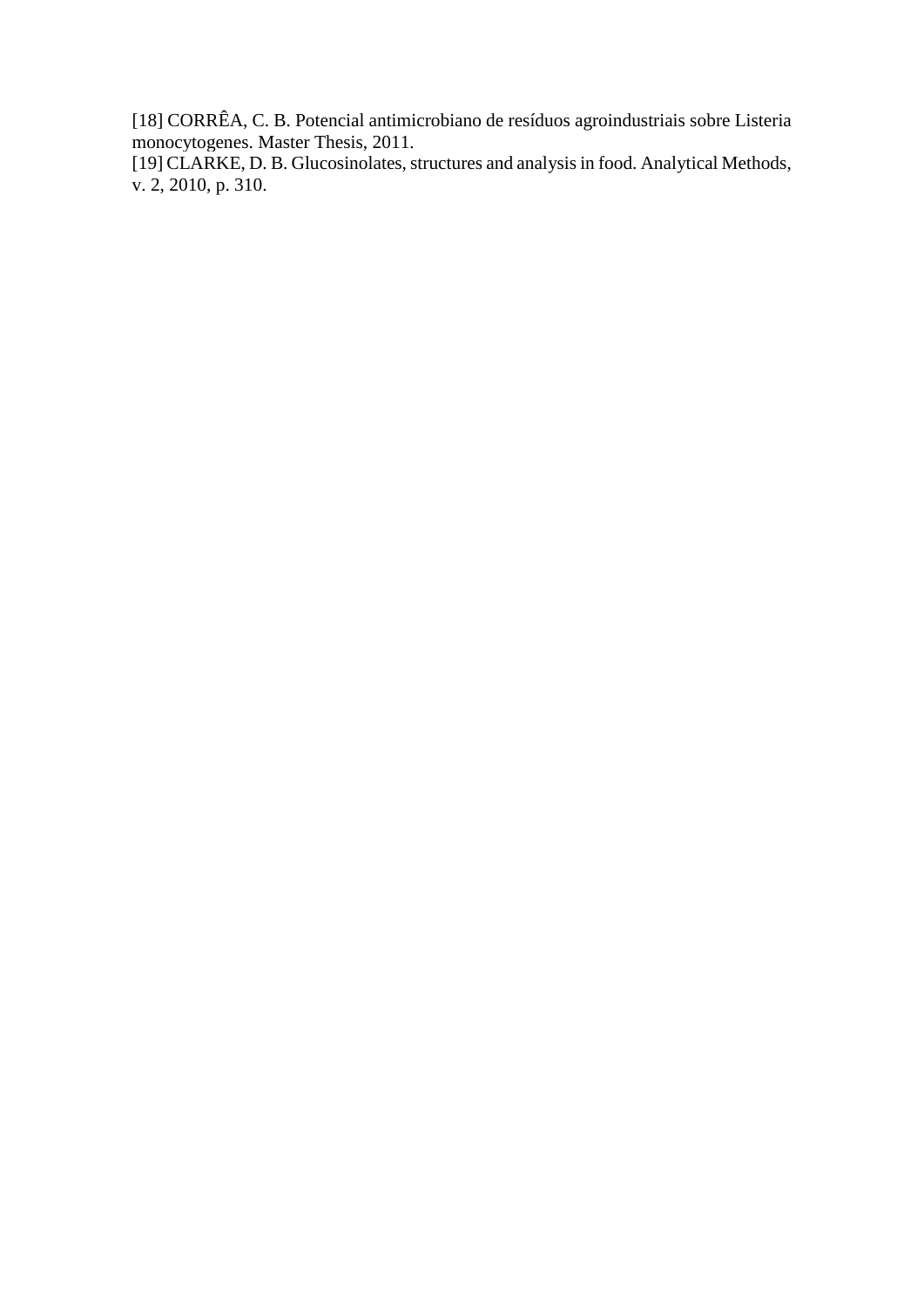[18] CORRÊA, C. B. Potencial antimicrobiano de resíduos agroindustriais sobre Listeria monocytogenes. Master Thesis, 2011.

[19] CLARKE, D. B. Glucosinolates, structures and analysis in food. Analytical Methods, v. 2, 2010, p. 310.